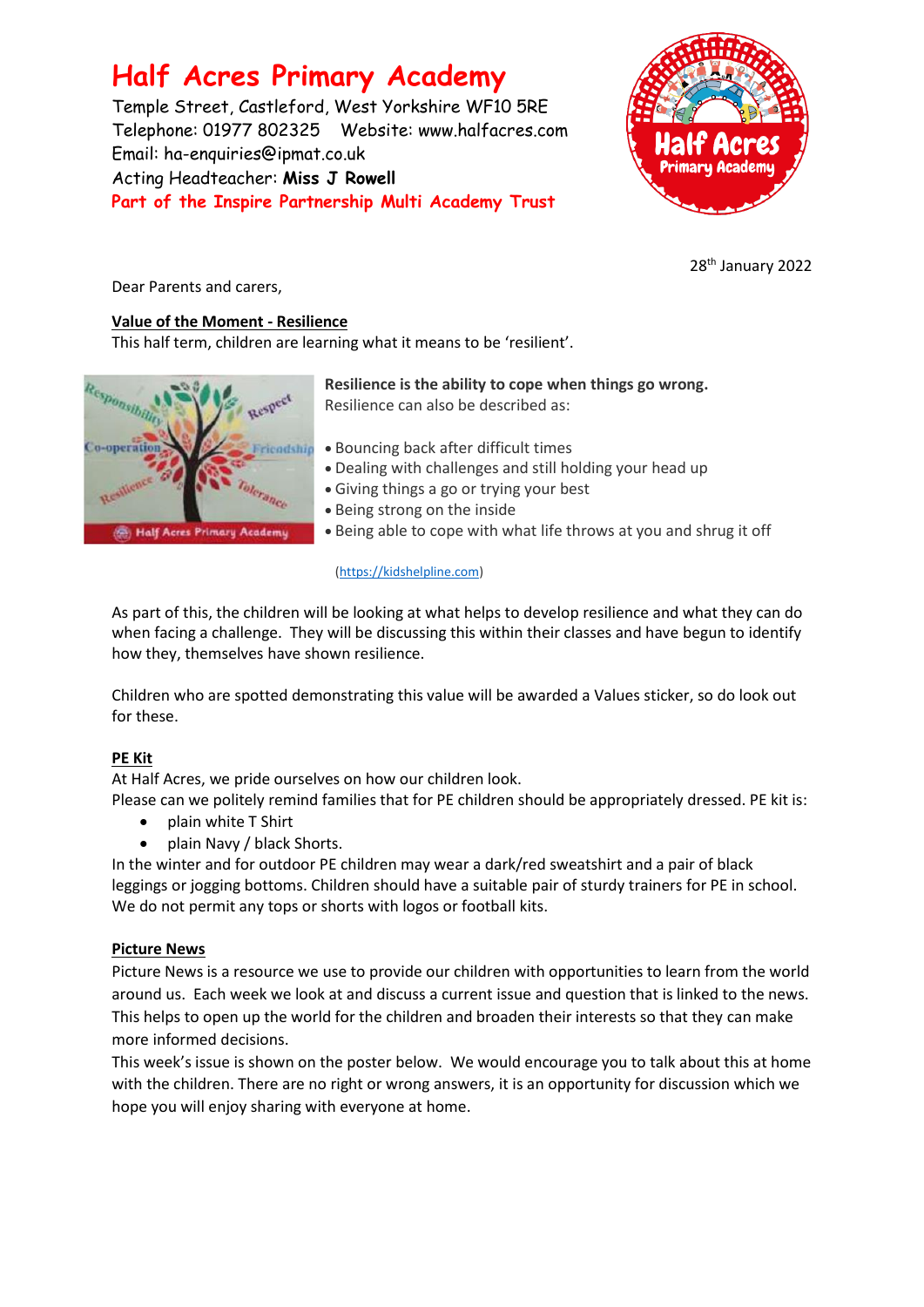# Half Acres Primary Academy

Temple Street, Castleford, West Yorkshire WF10 5RE
Telephone: 01977 802325 Website: www.halfacres.com
Email: ha-enquiries@ipmat.co.uk
Acting Headteacher: **Miss J Rowell**
**Part of the Inspire Partnership Multi Academy Trust**

28th January 2022

Dear Parents and carers,

## Value of the Moment - Resilience

This half term, children are learning what it means to be 'resilient'.

**Resilience is the ability to cope when things go wrong.**
Resilience can also be described as:

- Bouncing back after difficult times
- Dealing with challenges and still holding your head up
- Giving things a go or trying your best
- Being strong on the inside
- Being able to cope with what life throws at you and shrug it off

(https://kidshelpline.com)

As part of this, the children will be looking at what helps to develop resilience and what they can do when facing a challenge. They will be discussing this within their classes and have begun to identify how they, themselves have shown resilience.

Children who are spotted demonstrating this value will be awarded a Values sticker, so do look out for these.

## PE Kit

At Half Acres, we pride ourselves on how our children look.
Please can we politely remind families that for PE children should be appropriately dressed. PE kit is:

- plain white T Shirt
- plain Navy / black Shorts.

In the winter and for outdoor PE children may wear a dark/red sweatshirt and a pair of black leggings or jogging bottoms. Children should have a suitable pair of sturdy trainers for PE in school. We do not permit any tops or shorts with logos or football kits.

## Picture News

Picture News is a resource we use to provide our children with opportunities to learn from the world around us. Each week we look at and discuss a current issue and question that is linked to the news. This helps to open up the world for the children and broaden their interests so that they can make more informed decisions.
This week's issue is shown on the poster below. We would encourage you to talk about this at home with the children. There are no right or wrong answers, it is an opportunity for discussion which we hope you will enjoy sharing with everyone at home.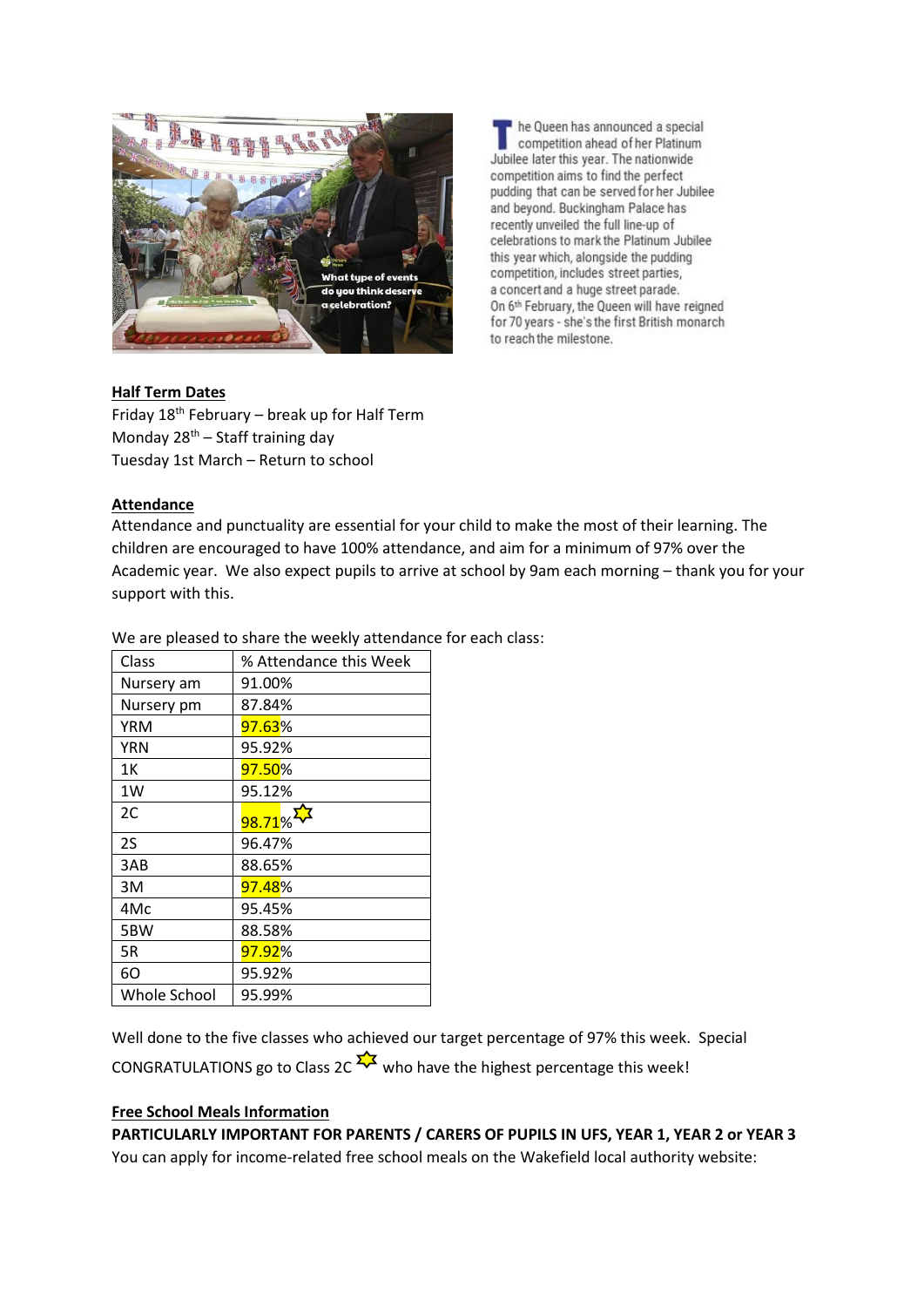The Queen has announced a special competition ahead of her Platinum Jubilee later this year. The nationwide competition aims to find the perfect pudding that can be served for her Jubilee and beyond. Buckingham Palace has recently unveiled the full line-up of celebrations to mark the Platinum Jubilee this year which, alongside the pudding competition, includes street parties, a concert and a huge street parade. On 6th February, the Queen will have reigned for 70 years - she's the first British monarch to reach the milestone.

**Half Term Dates**

Friday 18th February – break up for Half Term
Monday 28th – Staff training day
Tuesday 1st March – Return to school

**Attendance**

Attendance and punctuality are essential for your child to make the most of their learning. The children are encouraged to have 100% attendance, and aim for a minimum of 97% over the Academic year. We also expect pupils to arrive at school by 9am each morning – thank you for your support with this.

We are pleased to share the weekly attendance for each class:

| Class | % Attendance this Week |
|---|---|
| Nursery am | 91.00% |
| Nursery pm | 87.84% |
| YRM | 97.63% |
| YRN | 95.92% |
| 1K | 97.50% |
| 1W | 95.12% |
| 2C | 98.71% |
| 2S | 96.47% |
| 3AB | 88.65% |
| 3M | 97.48% |
| 4Mc | 95.45% |
| 5BW | 88.58% |
| 5R | 97.92% |
| 6O | 95.92% |
| Whole School | 95.99% |

Well done to the five classes who achieved our target percentage of 97% this week. Special CONGRATULATIONS go to Class 2C who have the highest percentage this week!

**Free School Meals Information**

**PARTICULARLY IMPORTANT FOR PARENTS / CARERS OF PUPILS IN UFS, YEAR 1, YEAR 2 or YEAR 3**

You can apply for income-related free school meals on the Wakefield local authority website: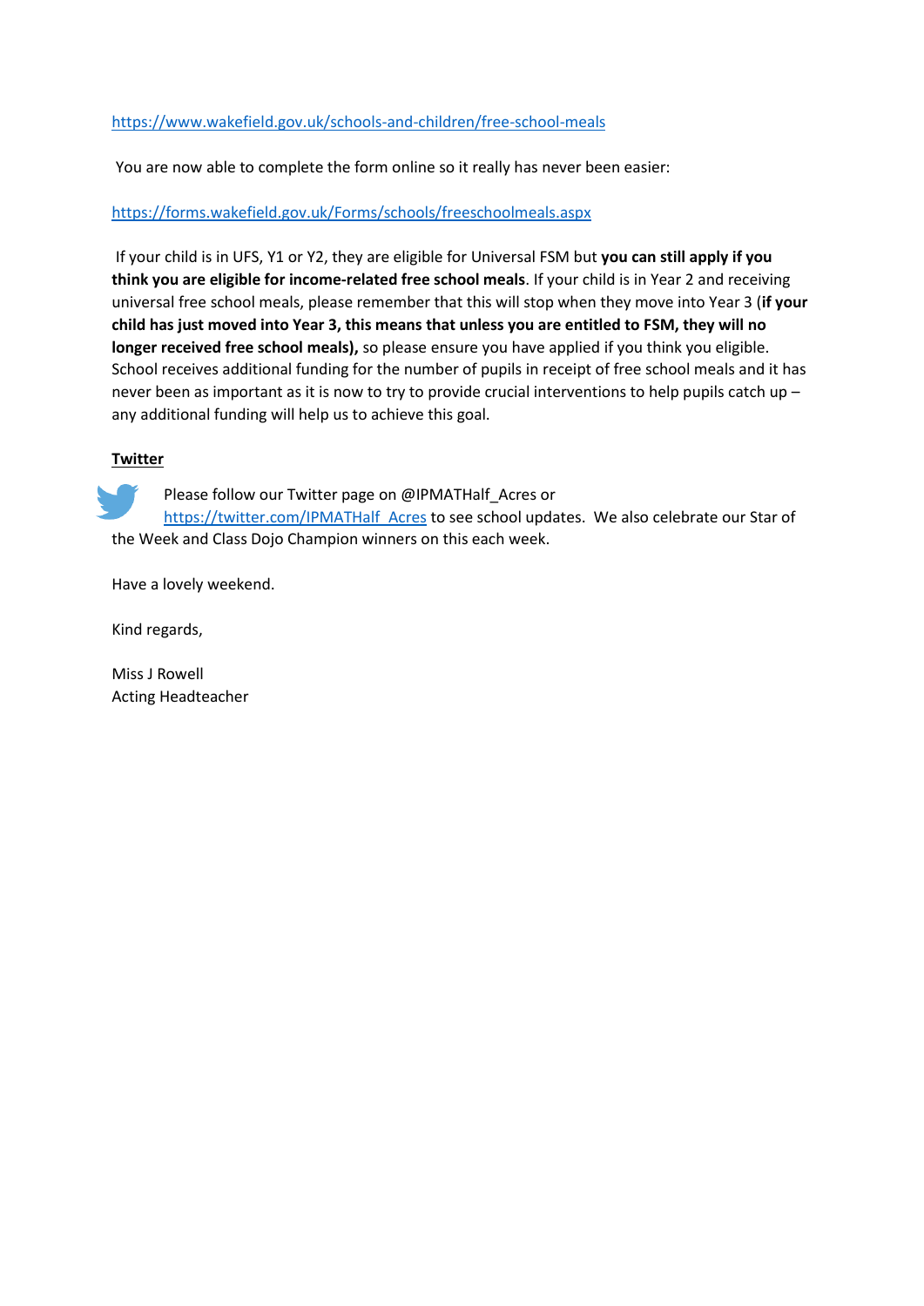https://www.wakefield.gov.uk/schools-and-children/free-school-meals

You are now able to complete the form online so it really has never been easier:

https://forms.wakefield.gov.uk/Forms/schools/freeschoolmeals.aspx

If your child is in UFS, Y1 or Y2, they are eligible for Universal FSM but **you can still apply if you think you are eligible for income-related free school meals**. If your child is in Year 2 and receiving universal free school meals, please remember that this will stop when they move into Year 3 (**if your child has just moved into Year 3, this means that unless you are entitled to FSM, they will no longer received free school meals),** so please ensure you have applied if you think you eligible. School receives additional funding for the number of pupils in receipt of free school meals and it has never been as important as it is now to try to provide crucial interventions to help pupils catch up – any additional funding will help us to achieve this goal.

**Twitter**

Please follow our Twitter page on @IPMATHalf_Acres or https://twitter.com/IPMATHalf_Acres to see school updates. We also celebrate our Star of the Week and Class Dojo Champion winners on this each week.

Have a lovely weekend.

Kind regards,

Miss J Rowell
Acting Headteacher